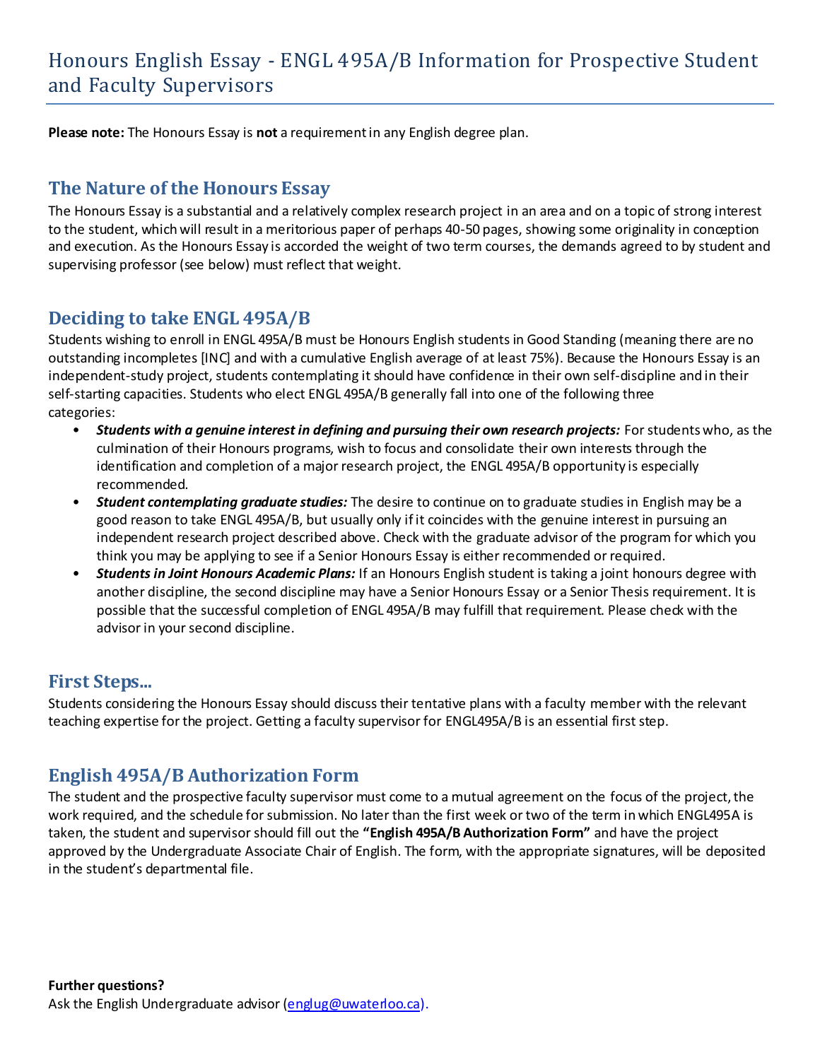# Honours English Essay - ENGL 495A/B Information for Prospective Student and Faculty Supervisors

**Please note:** The Honours Essay is **not** a requirement in any English degree plan.

## The Nature of the Honours Essay

The Honours Essay is a substantial and a relatively complex research project in an area and on a topic of strong interest to the student, which will result in a meritorious paper of perhaps 40-50 pages, showing some originality in conception and execution. As the Honours Essay is accorded the weight of two term courses, the demands agreed to by student and supervising professor (see below) must reflect that weight.

## Deciding to take ENGL 495A/B

Students wishing to enroll in ENGL 495A/B must be Honours English students in Good Standing (meaning there are no outstanding incompletes [INC] and with a cumulative English average of at least 75%). Because the Honours Essay is an independent-study project, students contemplating it should have confidence in their own self-discipline and in their self-starting capacities. Students who elect ENGL 495A/B generally fall into one of the following three categories:

- ***Students with a genuine interest in defining and pursuing their own research projects:*** For students who, as the culmination of their Honours programs, wish to focus and consolidate their own interests through the identification and completion of a major research project, the ENGL 495A/B opportunity is especially recommended.
- ***Student contemplating graduate studies:*** The desire to continue on to graduate studies in English may be a good reason to take ENGL 495A/B, but usually only if it coincides with the genuine interest in pursuing an independent research project described above. Check with the graduate advisor of the program for which you think you may be applying to see if a Senior Honours Essay is either recommended or required.
- ***Students in Joint Honours Academic Plans:*** If an Honours English student is taking a joint honours degree with another discipline, the second discipline may have a Senior Honours Essay or a Senior Thesis requirement. It is possible that the successful completion of ENGL 495A/B may fulfill that requirement. Please check with the advisor in your second discipline.

## First Steps...

Students considering the Honours Essay should discuss their tentative plans with a faculty member with the relevant teaching expertise for the project. Getting a faculty supervisor for ENGL495A/B is an essential first step.

## English 495A/B Authorization Form

The student and the prospective faculty supervisor must come to a mutual agreement on the focus of the project, the work required, and the schedule for submission. No later than the first week or two of the term in which ENGL495A is taken, the student and supervisor should fill out the **"English 495A/B Authorization Form"** and have the project approved by the Undergraduate Associate Chair of English. The form, with the appropriate signatures, will be deposited in the student's departmental file.

**Further questions?**
Ask the English Undergraduate advisor (englug@uwaterloo.ca).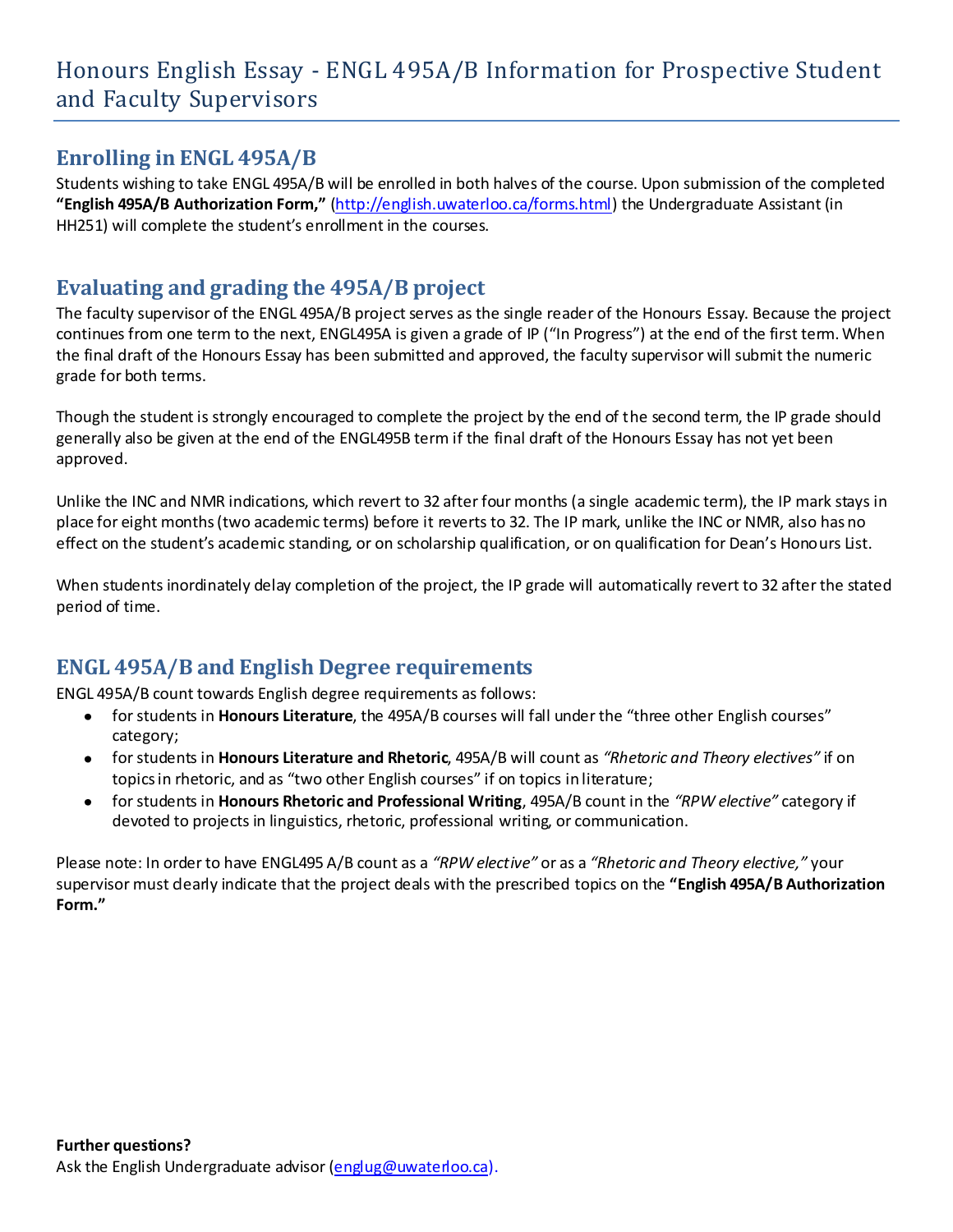# Honours English Essay - ENGL 495A/B Information for Prospective Student and Faculty Supervisors

## Enrolling in ENGL 495A/B

Students wishing to take ENGL 495A/B will be enrolled in both halves of the course. Upon submission of the completed **"English 495A/B Authorization Form,"** (http://english.uwaterloo.ca/forms.html) the Undergraduate Assistant (in HH251) will complete the student's enrollment in the courses.

## Evaluating and grading the 495A/B project

The faculty supervisor of the ENGL 495A/B project serves as the single reader of the Honours Essay. Because the project continues from one term to the next, ENGL495A is given a grade of IP ("In Progress") at the end of the first term. When the final draft of the Honours Essay has been submitted and approved, the faculty supervisor will submit the numeric grade for both terms.

Though the student is strongly encouraged to complete the project by the end of the second term, the IP grade should generally also be given at the end of the ENGL495B term if the final draft of the Honours Essay has not yet been approved.

Unlike the INC and NMR indications, which revert to 32 after four months (a single academic term), the IP mark stays in place for eight months (two academic terms) before it reverts to 32. The IP mark, unlike the INC or NMR, also has no effect on the student's academic standing, or on scholarship qualification, or on qualification for Dean's Honours List.

When students inordinately delay completion of the project, the IP grade will automatically revert to 32 after the stated period of time.

## ENGL 495A/B and English Degree requirements

ENGL 495A/B count towards English degree requirements as follows:

- for students in **Honours Literature**, the 495A/B courses will fall under the "three other English courses" category;
- for students in **Honours Literature and Rhetoric**, 495A/B will count as *"Rhetoric and Theory electives"* if on topics in rhetoric, and as "two other English courses" if on topics in literature;
- for students in **Honours Rhetoric and Professional Writing**, 495A/B count in the *"RPW elective"* category if devoted to projects in linguistics, rhetoric, professional writing, or communication.

Please note: In order to have ENGL495 A/B count as a *"RPW elective"* or as a *"Rhetoric and Theory elective,"* your supervisor must clearly indicate that the project deals with the prescribed topics on the **"English 495A/B Authorization Form."**

**Further questions?**
Ask the English Undergraduate advisor (englug@uwaterloo.ca).